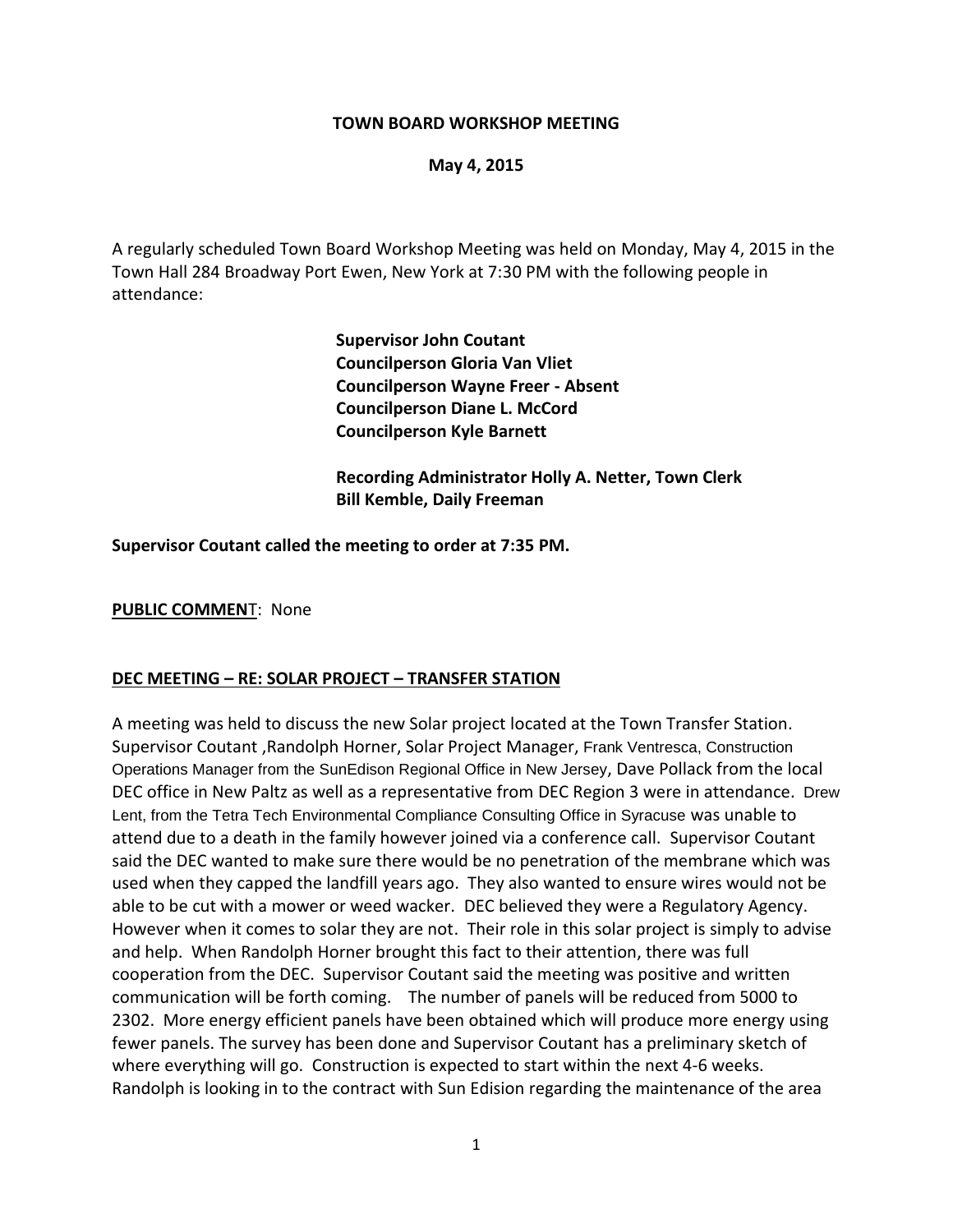**TOWN BOARD WORKSHOP MEETING**

**May 4, 2015**

A regularly scheduled Town Board Workshop Meeting was held on Monday, May 4, 2015 in the Town Hall 284 Broadway Port Ewen, New York at 7:30 PM with the following people in attendance:

**Supervisor John Coutant**
**Councilperson Gloria Van Vliet**
**Councilperson Wayne Freer - Absent**
**Councilperson Diane L. McCord**
**Councilperson Kyle Barnett**

**Recording Administrator Holly A. Netter, Town Clerk**
**Bill Kemble, Daily Freeman**

**Supervisor Coutant called the meeting to order at 7:35 PM.**

**PUBLIC COMMENT**: None

**DEC MEETING – RE: SOLAR PROJECT – TRANSFER STATION**

A meeting was held to discuss the new Solar project located at the Town Transfer Station. Supervisor Coutant ,Randolph Horner, Solar Project Manager, Frank Ventresca, Construction Operations Manager from the SunEdison Regional Office in New Jersey, Dave Pollack from the local DEC office in New Paltz as well as a representative from DEC Region 3 were in attendance. Drew Lent, from the Tetra Tech Environmental Compliance Consulting Office in Syracuse was unable to attend due to a death in the family however joined via a conference call. Supervisor Coutant said the DEC wanted to make sure there would be no penetration of the membrane which was used when they capped the landfill years ago. They also wanted to ensure wires would not be able to be cut with a mower or weed wacker. DEC believed they were a Regulatory Agency. However when it comes to solar they are not. Their role in this solar project is simply to advise and help. When Randolph Horner brought this fact to their attention, there was full cooperation from the DEC. Supervisor Coutant said the meeting was positive and written communication will be forth coming. The number of panels will be reduced from 5000 to 2302. More energy efficient panels have been obtained which will produce more energy using fewer panels. The survey has been done and Supervisor Coutant has a preliminary sketch of where everything will go. Construction is expected to start within the next 4-6 weeks. Randolph is looking in to the contract with Sun Edision regarding the maintenance of the area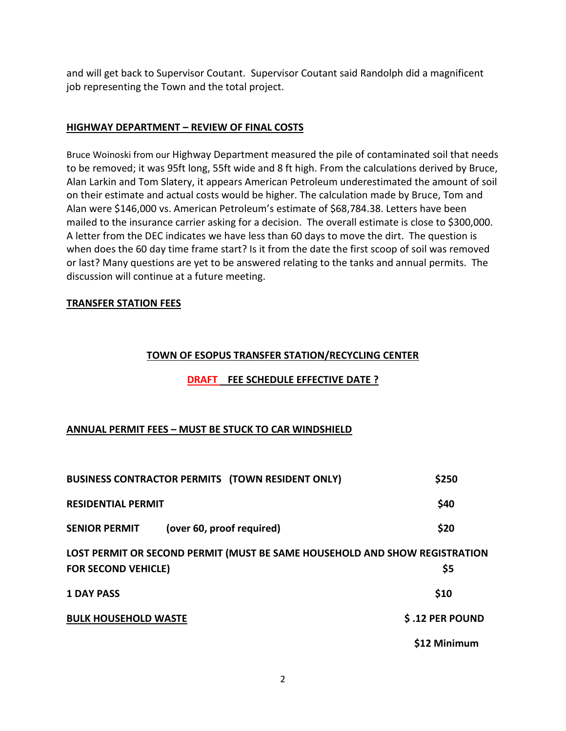and will get back to Supervisor Coutant. Supervisor Coutant said Randolph did a magnificent job representing the Town and the total project.

**HIGHWAY DEPARTMENT – REVIEW OF FINAL COSTS**

Bruce Woinoski from our Highway Department measured the pile of contaminated soil that needs to be removed; it was 95ft long, 55ft wide and 8 ft high. From the calculations derived by Bruce, Alan Larkin and Tom Slatery, it appears American Petroleum underestimated the amount of soil on their estimate and actual costs would be higher. The calculation made by Bruce, Tom and Alan were $146,000 vs. American Petroleum's estimate of $68,784.38. Letters have been mailed to the insurance carrier asking for a decision. The overall estimate is close to $300,000. A letter from the DEC indicates we have less than 60 days to move the dirt. The question is when does the 60 day time frame start? Is it from the date the first scoop of soil was removed or last? Many questions are yet to be answered relating to the tanks and annual permits. The discussion will continue at a future meeting.

**TRANSFER STATION FEES**

**TOWN OF ESOPUS TRANSFER STATION/RECYCLING CENTER**

**DRAFT FEE SCHEDULE EFFECTIVE DATE ?**

**ANNUAL PERMIT FEES – MUST BE STUCK TO CAR WINDSHIELD**

| | |
|---|---|
| **BUSINESS CONTRACTOR PERMITS (TOWN RESIDENT ONLY)** | **$250** |
| **RESIDENTIAL PERMIT** | **$40** |
| **SENIOR PERMIT (over 60, proof required)** | **$20** |
| **LOST PERMIT OR SECOND PERMIT (MUST BE SAME HOUSEHOLD AND SHOW REGISTRATION FOR SECOND VEHICLE)** | **$5** |
| **1 DAY PASS** | **$10** |
| **BULK HOUSEHOLD WASTE** | **$ .12 PER POUND** |
| | **$12 Minimum** |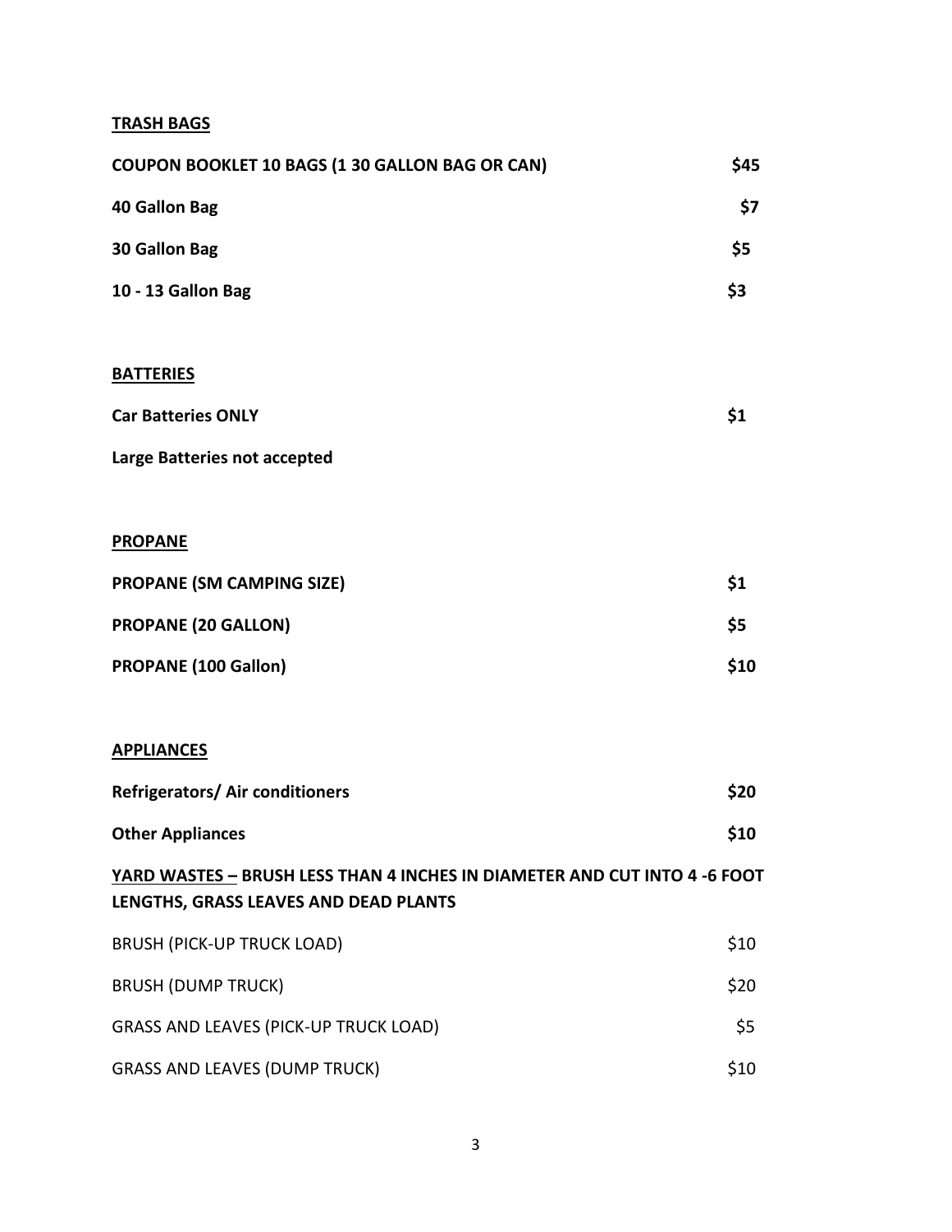**TRASH BAGS**

| | |
|---|---|
| **COUPON BOOKLET 10 BAGS (1 30 GALLON BAG OR CAN)** | **$45** |
| **40 Gallon Bag** | **$7** |
| **30 Gallon Bag** | **$5** |
| **10 - 13 Gallon Bag** | **$3** |

**BATTERIES**

| | |
|---|---|
| **Car Batteries ONLY** | **$1** |
| **Large Batteries not accepted** | |

**PROPANE**

| | |
|---|---|
| **PROPANE (SM CAMPING SIZE)** | **$1** |
| **PROPANE (20 GALLON)** | **$5** |
| **PROPANE (100 Gallon)** | **$10** |

**APPLIANCES**

| | |
|---|---|
| **Refrigerators/ Air conditioners** | **$20** |
| **Other Appliances** | **$10** |

**YARD WASTES – BRUSH LESS THAN 4 INCHES IN DIAMETER AND CUT INTO 4 -6 FOOT LENGTHS, GRASS LEAVES AND DEAD PLANTS**

| | |
|---|---|
| BRUSH (PICK-UP TRUCK LOAD) | $10 |
| BRUSH (DUMP TRUCK) | $20 |
| GRASS AND LEAVES (PICK-UP TRUCK LOAD) | $5 |
| GRASS AND LEAVES (DUMP TRUCK) | $10 |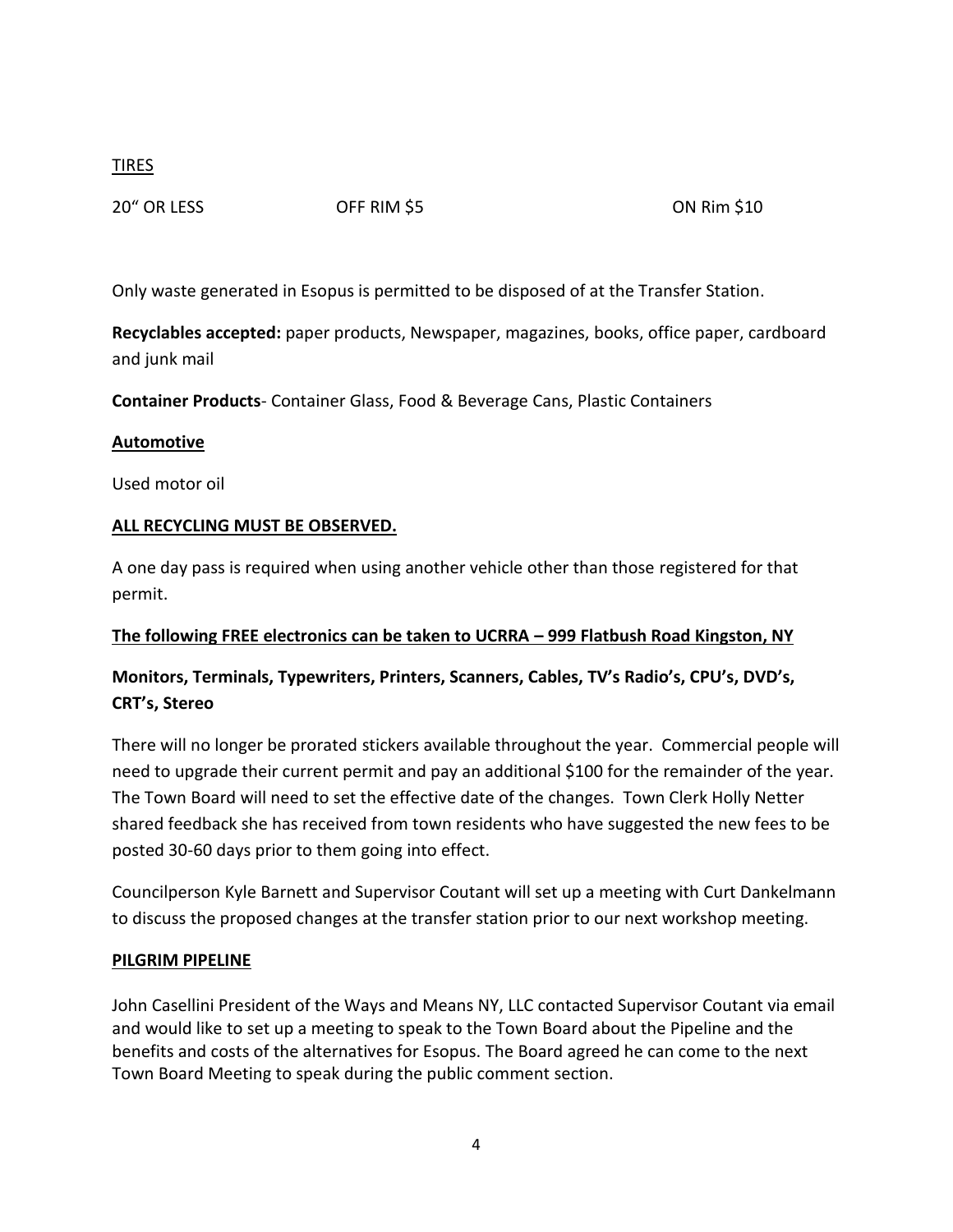TIRES

| 20" OR LESS | OFF RIM $5 | ON Rim $10 |
|---|---|---|

Only waste generated in Esopus is permitted to be disposed of at the Transfer Station.

**Recyclables accepted:** paper products, Newspaper, magazines, books, office paper, cardboard and junk mail

**Container Products**- Container Glass, Food & Beverage Cans, Plastic Containers

**Automotive**

Used motor oil

**ALL RECYCLING MUST BE OBSERVED.**

A one day pass is required when using another vehicle other than those registered for that permit.

**The following FREE electronics can be taken to UCRRA – 999 Flatbush Road Kingston, NY**

**Monitors, Terminals, Typewriters, Printers, Scanners, Cables, TV's Radio's, CPU's, DVD's, CRT's, Stereo**

There will no longer be prorated stickers available throughout the year. Commercial people will need to upgrade their current permit and pay an additional $100 for the remainder of the year. The Town Board will need to set the effective date of the changes. Town Clerk Holly Netter shared feedback she has received from town residents who have suggested the new fees to be posted 30-60 days prior to them going into effect.

Councilperson Kyle Barnett and Supervisor Coutant will set up a meeting with Curt Dankelmann to discuss the proposed changes at the transfer station prior to our next workshop meeting.

**PILGRIM PIPELINE**

John Casellini President of the Ways and Means NY, LLC contacted Supervisor Coutant via email and would like to set up a meeting to speak to the Town Board about the Pipeline and the benefits and costs of the alternatives for Esopus. The Board agreed he can come to the next Town Board Meeting to speak during the public comment section.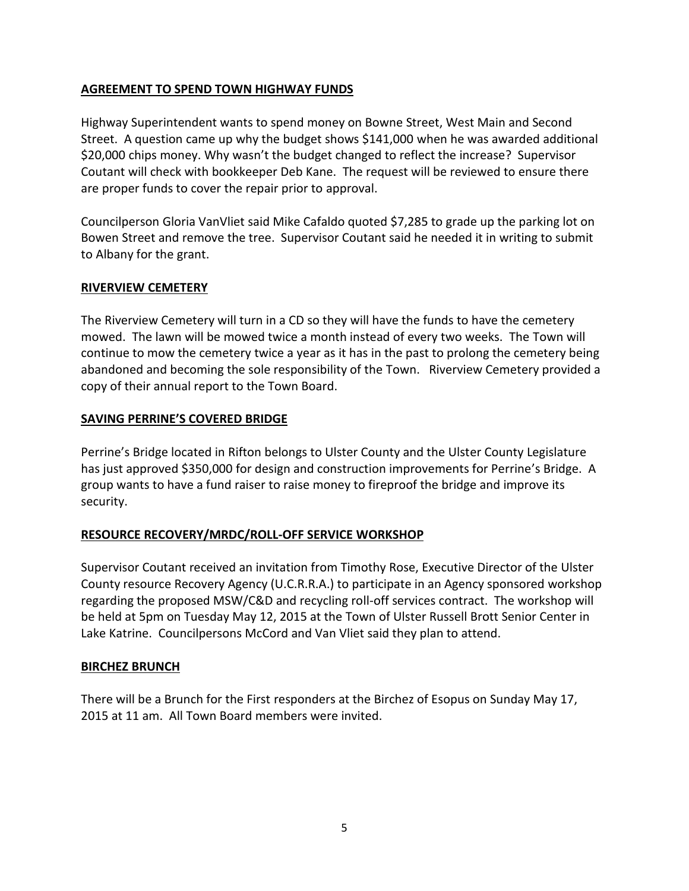## AGREEMENT TO SPEND TOWN HIGHWAY FUNDS

Highway Superintendent wants to spend money on Bowne Street, West Main and Second Street. A question came up why the budget shows $141,000 when he was awarded additional $20,000 chips money. Why wasn't the budget changed to reflect the increase? Supervisor Coutant will check with bookkeeper Deb Kane. The request will be reviewed to ensure there are proper funds to cover the repair prior to approval.

Councilperson Gloria VanVliet said Mike Cafaldo quoted $7,285 to grade up the parking lot on Bowen Street and remove the tree. Supervisor Coutant said he needed it in writing to submit to Albany for the grant.

## RIVERVIEW CEMETERY

The Riverview Cemetery will turn in a CD so they will have the funds to have the cemetery mowed. The lawn will be mowed twice a month instead of every two weeks. The Town will continue to mow the cemetery twice a year as it has in the past to prolong the cemetery being abandoned and becoming the sole responsibility of the Town. Riverview Cemetery provided a copy of their annual report to the Town Board.

## SAVING PERRINE'S COVERED BRIDGE

Perrine's Bridge located in Rifton belongs to Ulster County and the Ulster County Legislature has just approved $350,000 for design and construction improvements for Perrine's Bridge. A group wants to have a fund raiser to raise money to fireproof the bridge and improve its security.

## RESOURCE RECOVERY/MRDC/ROLL-OFF SERVICE WORKSHOP

Supervisor Coutant received an invitation from Timothy Rose, Executive Director of the Ulster County resource Recovery Agency (U.C.R.R.A.) to participate in an Agency sponsored workshop regarding the proposed MSW/C&D and recycling roll-off services contract. The workshop will be held at 5pm on Tuesday May 12, 2015 at the Town of Ulster Russell Brott Senior Center in Lake Katrine. Councilpersons McCord and Van Vliet said they plan to attend.

## BIRCHEZ BRUNCH

There will be a Brunch for the First responders at the Birchez of Esopus on Sunday May 17, 2015 at 11 am. All Town Board members were invited.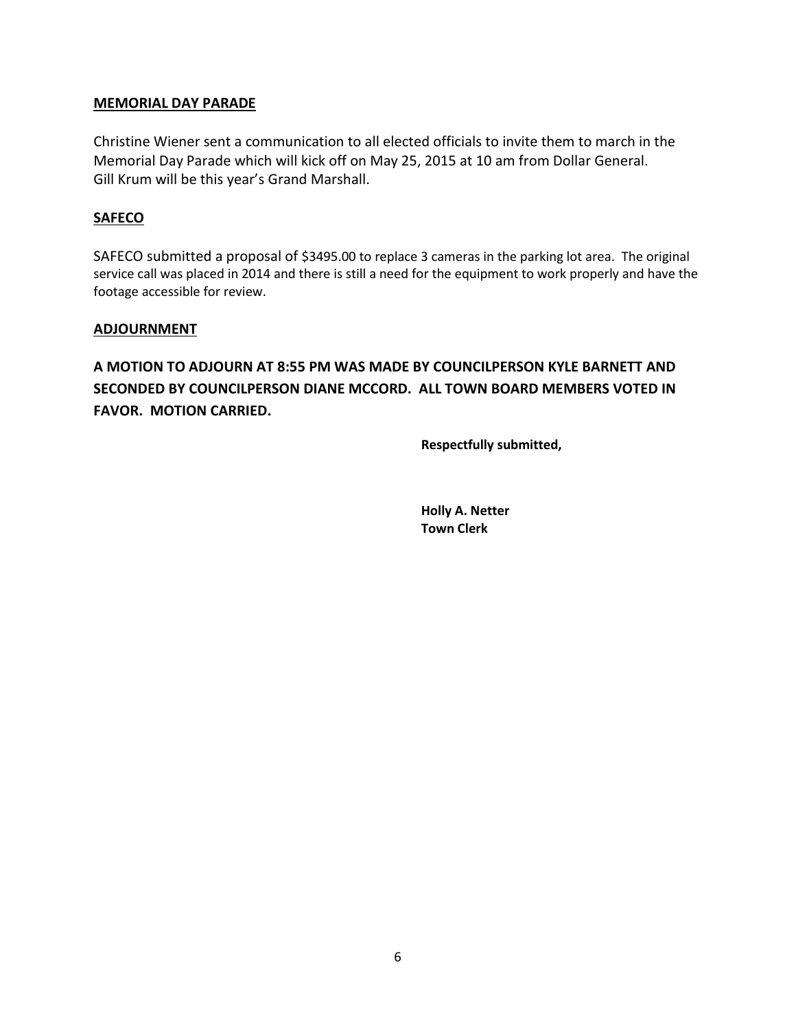## MEMORIAL DAY PARADE

Christine Wiener sent a communication to all elected officials to invite them to march in the Memorial Day Parade which will kick off on May 25, 2015 at 10 am from Dollar General.
Gill Krum will be this year's Grand Marshall.

## SAFECO

SAFECO submitted a proposal of $3495.00 to replace 3 cameras in the parking lot area. The original service call was placed in 2014 and there is still a need for the equipment to work properly and have the footage accessible for review.

## ADJOURNMENT

**A MOTION TO ADJOURN AT 8:55 PM WAS MADE BY COUNCILPERSON KYLE BARNETT AND SECONDED BY COUNCILPERSON DIANE MCCORD. ALL TOWN BOARD MEMBERS VOTED IN FAVOR. MOTION CARRIED.**

**Respectfully submitted,**

**Holly A. Netter**
**Town Clerk**